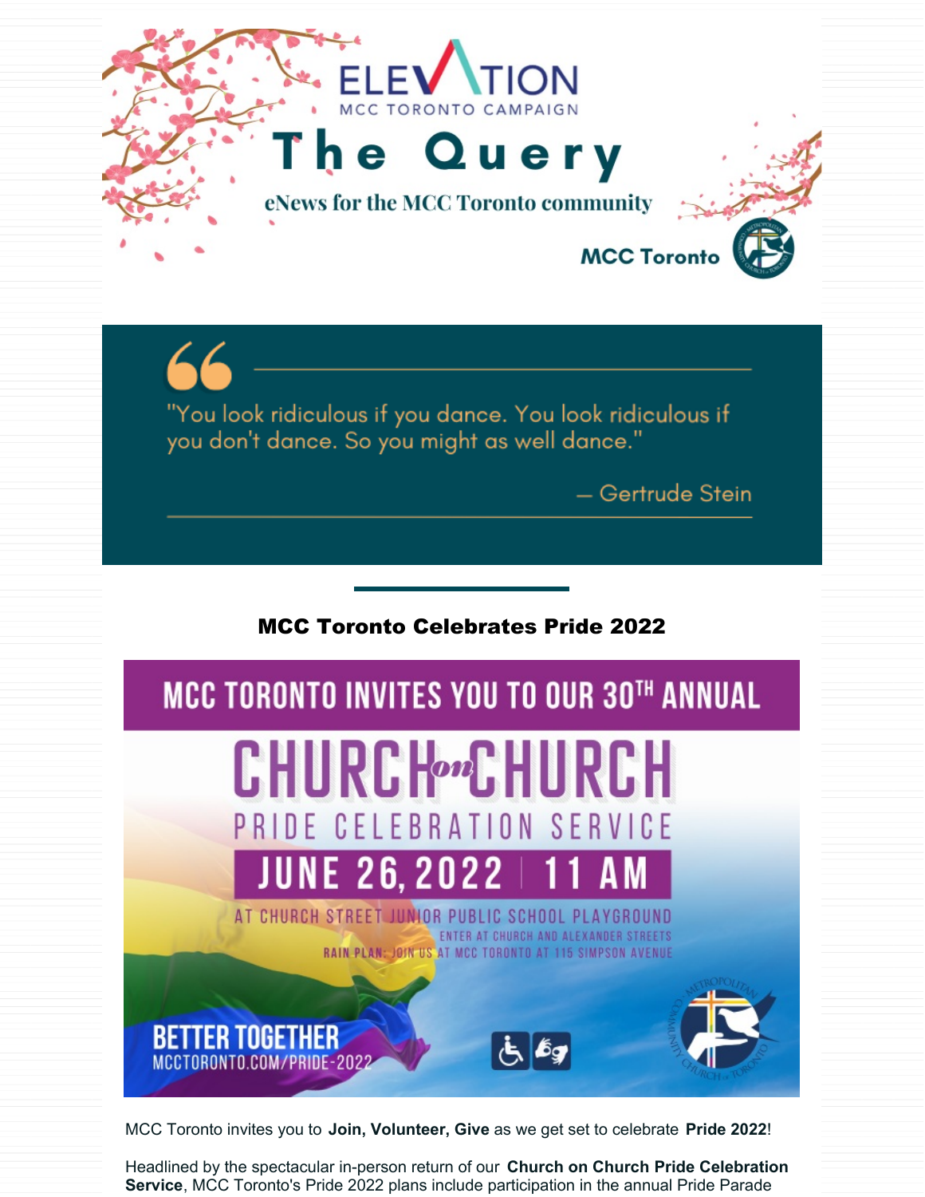ELEVATION
MCC TORONTO CAMPAIGN

# The Query

eNews for the MCC Toronto community

MCC Toronto

"You look ridiculous if you dance. You look ridiculous if you don't dance. So you might as well dance."

— Gertrude Stein

## MCC Toronto Celebrates Pride 2022

MCC TORONTO INVITES YOU TO OUR 30TH ANNUAL

CHURCH on CHURCH

PRIDE CELEBRATION SERVICE

JUNE 26, 2022 | 11 AM

AT CHURCH STREET JUNIOR PUBLIC SCHOOL PLAYGROUND

ENTER AT CHURCH AND ALEXANDER STREETS

RAIN PLAN: JOIN US AT MCC TORONTO AT 115 SIMPSON AVENUE

BETTER TOGETHER

MCCTORONTO.COM/PRIDE-2022

MCC Toronto invites you to **Join, Volunteer, Give** as we get set to celebrate **Pride 2022**!

Headlined by the spectacular in-person return of our **Church on Church Pride Celebration Service**, MCC Toronto's Pride 2022 plans include participation in the annual Pride Parade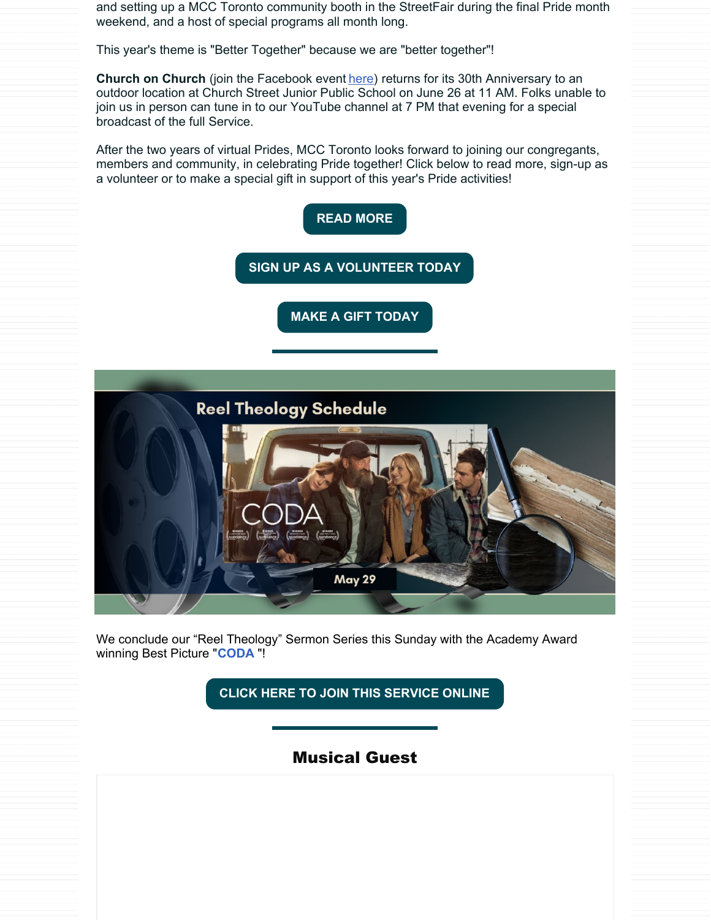and setting up a MCC Toronto community booth in the StreetFair during the final Pride month weekend, and a host of special programs all month long.

This year's theme is "Better Together" because we are "better together"!

**Church on Church** (join the Facebook event here) returns for its 30th Anniversary to an outdoor location at Church Street Junior Public School on June 26 at 11 AM. Folks unable to join us in person can tune in to our YouTube channel at 7 PM that evening for a special broadcast of the full Service.

After the two years of virtual Prides, MCC Toronto looks forward to joining our congregants, members and community, in celebrating Pride together! Click below to read more, sign-up as a volunteer or to make a special gift in support of this year's Pride activities!

**READ MORE**

**SIGN UP AS A VOLUNTEER TODAY**

**MAKE A GIFT TODAY**

---

Reel Theology Schedule

CODA

May 29

We conclude our “Reel Theology” Sermon Series this Sunday with the Academy Award winning Best Picture "**CODA** "!

**CLICK HERE TO JOIN THIS SERVICE ONLINE**

---

## Musical Guest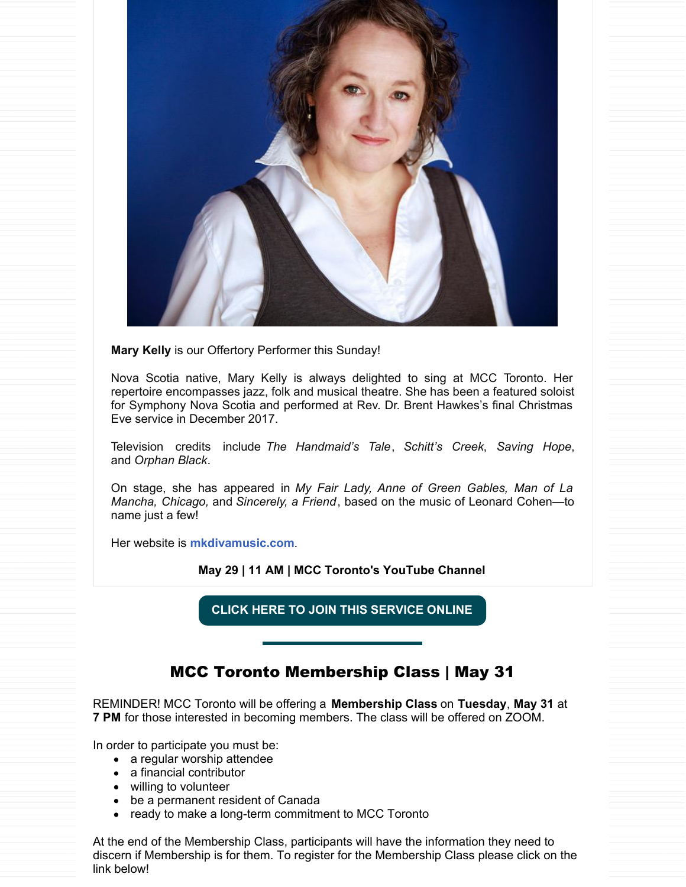**Mary Kelly** is our Offertory Performer this Sunday!

Nova Scotia native, Mary Kelly is always delighted to sing at MCC Toronto. Her repertoire encompasses jazz, folk and musical theatre. She has been a featured soloist for Symphony Nova Scotia and performed at Rev. Dr. Brent Hawkes's final Christmas Eve service in December 2017.

Television credits include *The Handmaid's Tale*, *Schitt's Creek*, *Saving Hope*, and *Orphan Black*.

On stage, she has appeared in *My Fair Lady, Anne of Green Gables, Man of La Mancha, Chicago,* and *Sincerely, a Friend*, based on the music of Leonard Cohen—to name just a few!

Her website is **mkdivamusic.com**.

**May 29 | 11 AM | MCC Toronto's YouTube Channel**

**CLICK HERE TO JOIN THIS SERVICE ONLINE**

## MCC Toronto Membership Class | May 31

REMINDER! MCC Toronto will be offering a **Membership Class** on **Tuesday**, **May 31** at **7 PM** for those interested in becoming members. The class will be offered on ZOOM.

In order to participate you must be:

- a regular worship attendee
- a financial contributor
- willing to volunteer
- be a permanent resident of Canada
- ready to make a long-term commitment to MCC Toronto

At the end of the Membership Class, participants will have the information they need to discern if Membership is for them. To register for the Membership Class please click on the link below!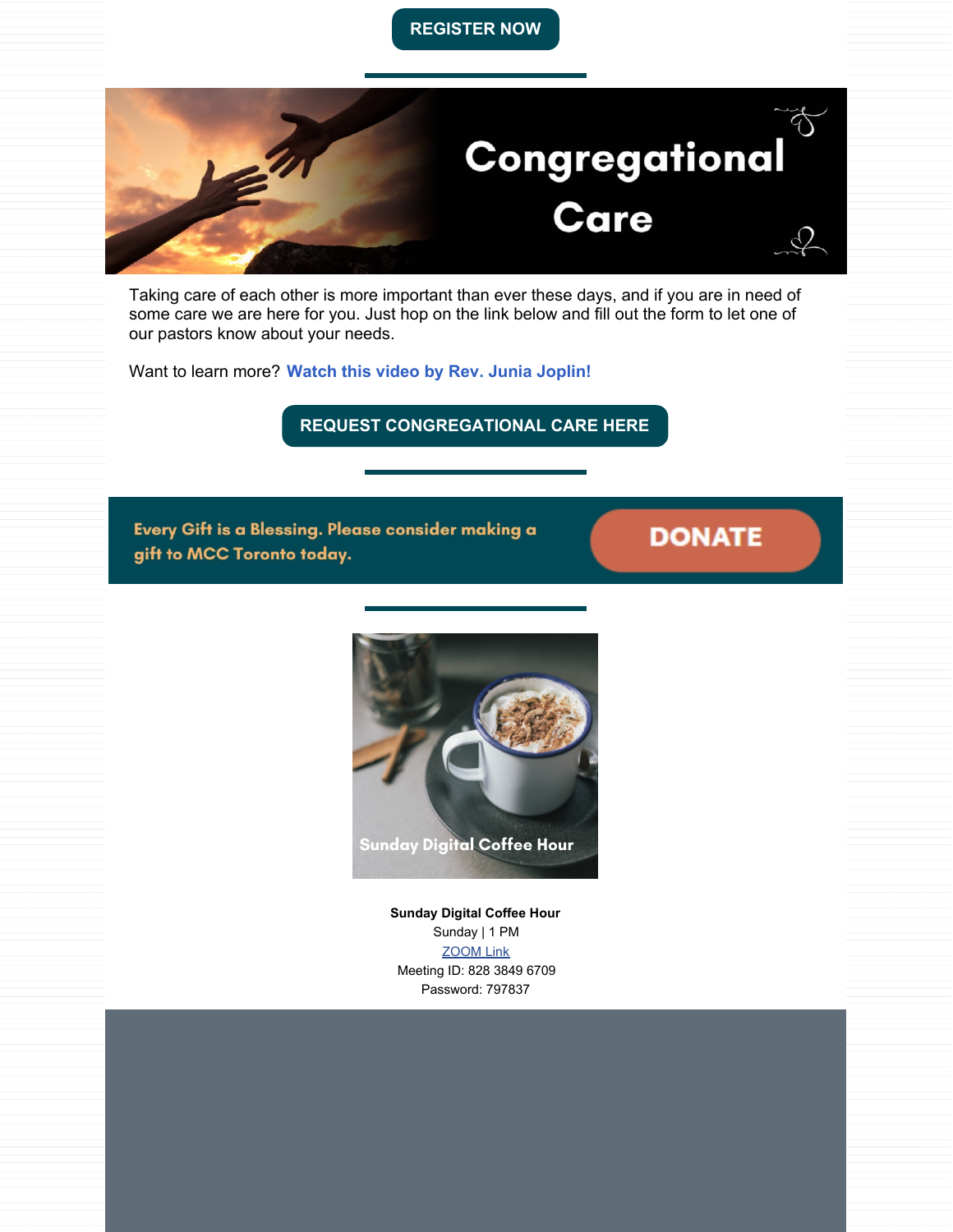**REGISTER NOW**

---

# Congregational Care

Taking care of each other is more important than ever these days, and if you are in need of some care we are here for you. Just hop on the link below and fill out the form to let one of our pastors know about your needs.

Want to learn more? **Watch this video by Rev. Junia Joplin!**

**REQUEST CONGREGATIONAL CARE HERE**

---

**Every Gift is a Blessing. Please consider making a gift to MCC Toronto today.**

**DONATE**

---

Sunday Digital Coffee Hour

**Sunday Digital Coffee Hour**
Sunday | 1 PM
ZOOM Link
Meeting ID: 828 3849 6709
Password: 797837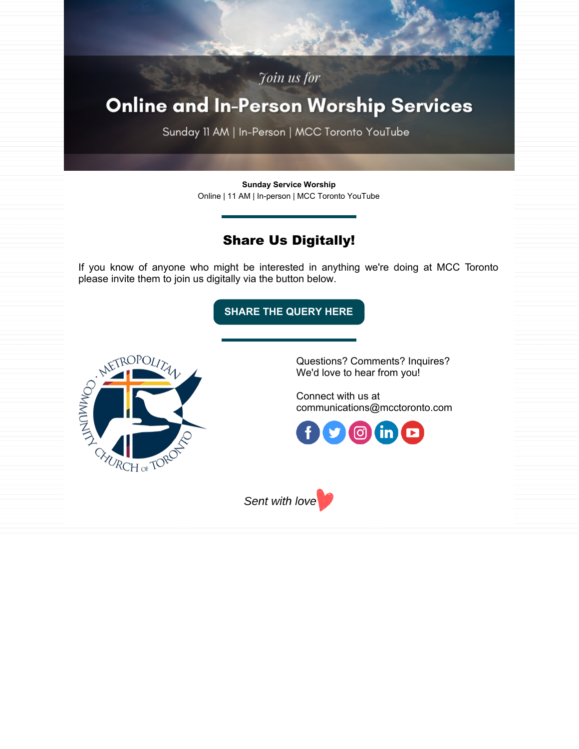*Join us for*

# Online and In-Person Worship Services

Sunday 11 AM | In-Person | MCC Toronto YouTube

**Sunday Service Worship**
Online | 11 AM | In-person | MCC Toronto YouTube

## Share Us Digitally!

If you know of anyone who might be interested in anything we're doing at MCC Toronto please invite them to join us digitally via the button below.

**SHARE THE QUERY HERE**

METROPOLITAN COMMUNITY CHURCH OF TORONTO

Questions? Comments? Inquires?
We'd love to hear from you!

Connect with us at
communications@mcctoronto.com

*Sent with love*